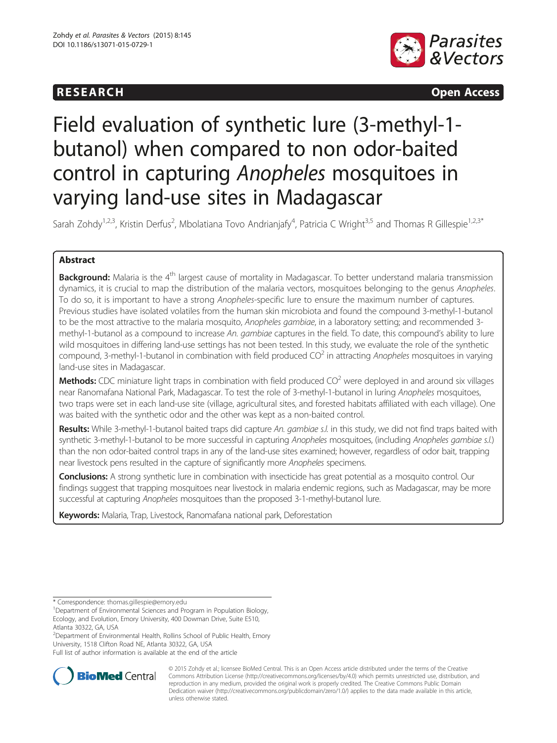RESEARCH Open Access

# Field evaluation of synthetic lure (3-methyl-1-butanol) when compared to non odor-baited control in capturing *Anopheles* mosquitoes in varying land-use sites in Madagascar

Sarah Zohdy[1,2,3], Kristin Derfus[2], Mbolatiana Tovo Andrianjafy[4], Patricia C Wright[3,5] and Thomas R Gillespie[1,2,3*]

## Abstract

**Background:** Malaria is the 4[th] largest cause of mortality in Madagascar. To better understand malaria transmission dynamics, it is crucial to map the distribution of the malaria vectors, mosquitoes belonging to the genus *Anopheles*. To do so, it is important to have a strong *Anopheles*-specific lure to ensure the maximum number of captures. Previous studies have isolated volatiles from the human skin microbiota and found the compound 3-methyl-1-butanol to be the most attractive to the malaria mosquito, *Anopheles gambiae*, in a laboratory setting; and recommended 3-methyl-1-butanol as a compound to increase *An. gambiae* captures in the field. To date, this compound's ability to lure wild mosquitoes in differing land-use settings has not been tested. In this study, we evaluate the role of the synthetic compound, 3-methyl-1-butanol in combination with field produced $CO^2$ in attracting *Anopheles* mosquitoes in varying land-use sites in Madagascar.

**Methods:** CDC miniature light traps in combination with field produced $CO^2$ were deployed in and around six villages near Ranomafana National Park, Madagascar. To test the role of 3-methyl-1-butanol in luring *Anopheles* mosquitoes, two traps were set in each land-use site (village, agricultural sites, and forested habitats affiliated with each village). One was baited with the synthetic odor and the other was kept as a non-baited control.

**Results:** While 3-methyl-1-butanol baited traps did capture *An. gambiae s.l.* in this study, we did not find traps baited with synthetic 3-methyl-1-butanol to be more successful in capturing *Anopheles* mosquitoes, (including *Anopheles gambiae s.l.*) than the non odor-baited control traps in any of the land-use sites examined; however, regardless of odor bait, trapping near livestock pens resulted in the capture of significantly more *Anopheles* specimens.

**Conclusions:** A strong synthetic lure in combination with insecticide has great potential as a mosquito control. Our findings suggest that trapping mosquitoes near livestock in malaria endemic regions, such as Madagascar, may be more successful at capturing *Anopheles* mosquitoes than the proposed 3-1-methyl-butanol lure.

**Keywords:** Malaria, Trap, Livestock, Ranomafana national park, Deforestation

---

* Correspondence: thomas.gillespie@emory.edu
[1]Department of Environmental Sciences and Program in Population Biology, Ecology, and Evolution, Emory University, 400 Dowman Drive, Suite E510, Atlanta 30322, GA, USA
[2]Department of Environmental Health, Rollins School of Public Health, Emory University, 1518 Clifton Road NE, Atlanta 30322, GA, USA
Full list of author information is available at the end of the article

© 2015 Zohdy et al.; licensee BioMed Central. This is an Open Access article distributed under the terms of the Creative Commons Attribution License (http://creativecommons.org/licenses/by/4.0) which permits unrestricted use, distribution, and reproduction in any medium, provided the original work is properly credited. The Creative Commons Public Domain Dedication waiver (http://creativecommons.org/publicdomain/zero/1.0/) applies to the data made available in this article, unless otherwise stated.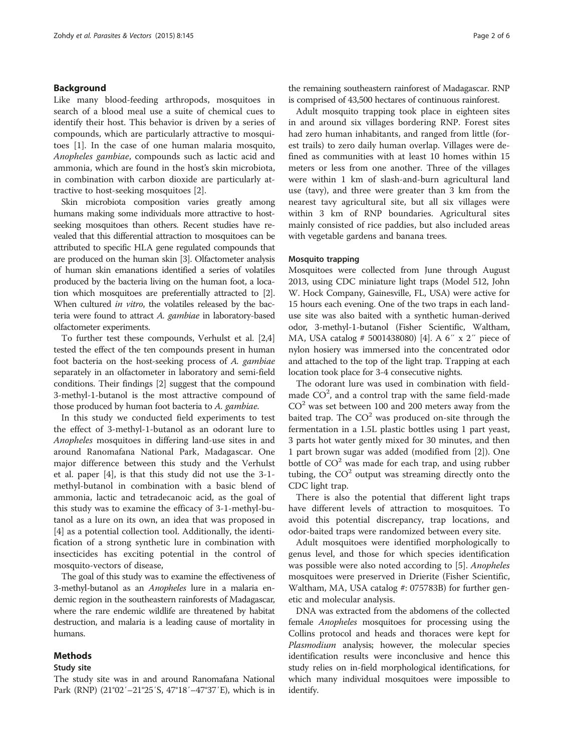## Background

Like many blood-feeding arthropods, mosquitoes in search of a blood meal use a suite of chemical cues to identify their host. This behavior is driven by a series of compounds, which are particularly attractive to mosquitoes [1]. In the case of one human malaria mosquito, *Anopheles gambiae*, compounds such as lactic acid and ammonia, which are found in the host's skin microbiota, in combination with carbon dioxide are particularly attractive to host-seeking mosquitoes [2].

Skin microbiota composition varies greatly among humans making some individuals more attractive to host-seeking mosquitoes than others. Recent studies have revealed that this differential attraction to mosquitoes can be attributed to specific HLA gene regulated compounds that are produced on the human skin [3]. Olfactometer analysis of human skin emanations identified a series of volatiles produced by the bacteria living on the human foot, a location which mosquitoes are preferentially attracted to [2]. When cultured *in vitro*, the volatiles released by the bacteria were found to attract *A. gambiae* in laboratory-based olfactometer experiments.

To further test these compounds, Verhulst et al. [2,4] tested the effect of the ten compounds present in human foot bacteria on the host-seeking process of *A. gambiae* separately in an olfactometer in laboratory and semi-field conditions. Their findings [2] suggest that the compound 3-methyl-1-butanol is the most attractive compound of those produced by human foot bacteria to *A. gambiae*.

In this study we conducted field experiments to test the effect of 3-methyl-1-butanol as an odorant lure to *Anopheles* mosquitoes in differing land-use sites in and around Ranomafana National Park, Madagascar. One major difference between this study and the Verhulst et al. paper [4], is that this study did not use the 3-1-methyl-butanol in combination with a basic blend of ammonia, lactic and tetradecanoic acid, as the goal of this study was to examine the efficacy of 3-1-methyl-butanol as a lure on its own, an idea that was proposed in [4] as a potential collection tool. Additionally, the identification of a strong synthetic lure in combination with insecticides has exciting potential in the control of mosquito-vectors of disease,

The goal of this study was to examine the effectiveness of 3-methyl-butanol as an *Anopheles* lure in a malaria endemic region in the southeastern rainforests of Madagascar, where the rare endemic wildlife are threatened by habitat destruction, and malaria is a leading cause of mortality in humans.

## Methods

### Study site

The study site was in and around Ranomafana National Park (RNP) (21°02′–21°25′S, 47°18′–47°37′E), which is in the remaining southeastern rainforest of Madagascar. RNP is comprised of 43,500 hectares of continuous rainforest.

Adult mosquito trapping took place in eighteen sites in and around six villages bordering RNP. Forest sites had zero human inhabitants, and ranged from little (forest trails) to zero daily human overlap. Villages were defined as communities with at least 10 homes within 15 meters or less from one another. Three of the villages were within 1 km of slash-and-burn agricultural land use (tavy), and three were greater than 3 km from the nearest tavy agricultural site, but all six villages were within 3 km of RNP boundaries. Agricultural sites mainly consisted of rice paddies, but also included areas with vegetable gardens and banana trees.

### Mosquito trapping

Mosquitoes were collected from June through August 2013, using CDC miniature light traps (Model 512, John W. Hock Company, Gainesville, FL, USA) were active for 15 hours each evening. One of the two traps in each land-use site was also baited with a synthetic human-derived odor, 3-methyl-1-butanol (Fisher Scientific, Waltham, MA, USA catalog # 5001438080) [4]. A 6″ x 2″ piece of nylon hosiery was immersed into the concentrated odor and attached to the top of the light trap. Trapping at each location took place for 3-4 consecutive nights.

The odorant lure was used in combination with field-made $CO^2$, and a control trap with the same field-made $CO^2$ was set between 100 and 200 meters away from the baited trap. The $CO^2$ was produced on-site through the fermentation in a 1.5L plastic bottles using 1 part yeast, 3 parts hot water gently mixed for 30 minutes, and then 1 part brown sugar was added (modified from [2]). One bottle of $CO^2$ was made for each trap, and using rubber tubing, the $CO^2$ output was streaming directly onto the CDC light trap.

There is also the potential that different light traps have different levels of attraction to mosquitoes. To avoid this potential discrepancy, trap locations, and odor-baited traps were randomized between every site.

Adult mosquitoes were identified morphologically to genus level, and those for which species identification was possible were also noted according to [5]. *Anopheles* mosquitoes were preserved in Drierite (Fisher Scientific, Waltham, MA, USA catalog #: 075783B) for further genetic and molecular analysis.

DNA was extracted from the abdomens of the collected female *Anopheles* mosquitoes for processing using the Collins protocol and heads and thoraces were kept for *Plasmodium* analysis; however, the molecular species identification results were inconclusive and hence this study relies on in-field morphological identifications, for which many individual mosquitoes were impossible to identify.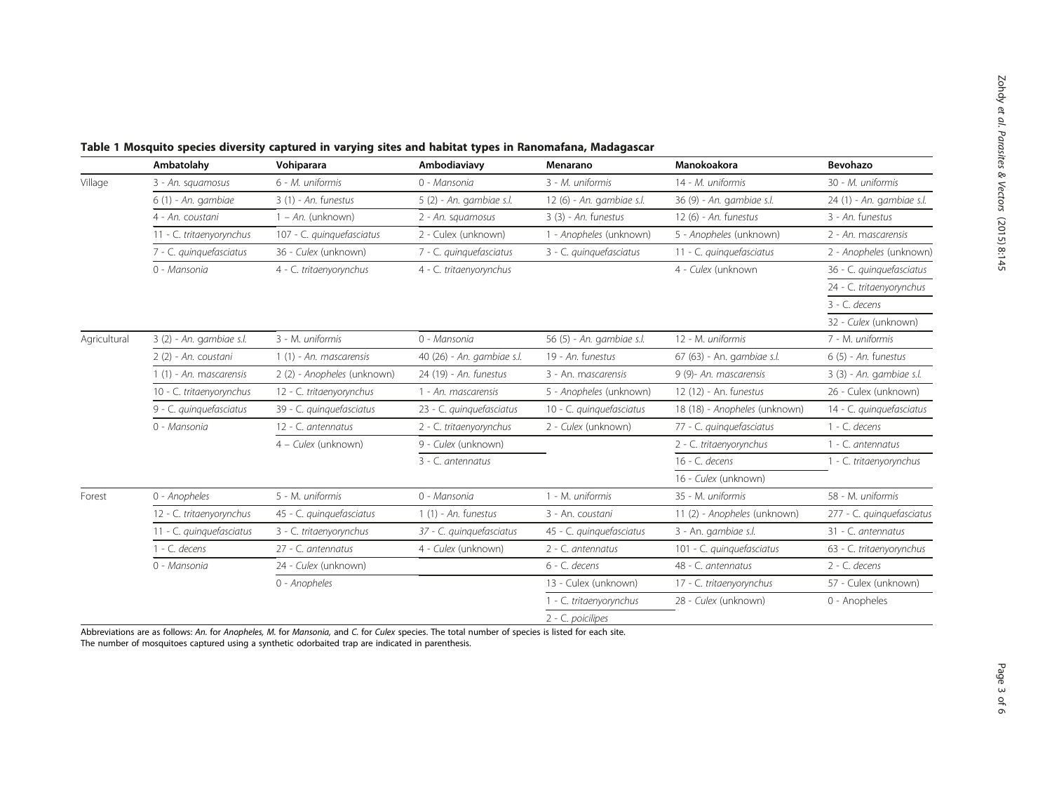**Table 1 Mosquito species diversity captured in varying sites and habitat types in Ranomafana, Madagascar**

| | Ambatolahy | Vohiparara | Ambodiaviavy | Menarano | Manokoakora | Bevohazo |
|---|---|---|---|---|---|---|
| Village | 3 - *An. squamosus* | 6 - *M. uniformis* | 0 - *Mansonia* | 3 - *M. uniformis* | 14 - *M. uniformis* | 30 - *M. uniformis* |
| | 6 (1) - *An. gambiae* | 3 (1) - *An. funestus* | 5 (2) - *An. gambiae s.l.* | 12 (6) - *An. gambiae s.l.* | 36 (9) - *An. gambiae s.l.* | 24 (1) - *An. gambiae s.l.* |
| | 4 - *An. coustani* | 1 – *An.* (unknown) | 2 - *An. squamosus* | 3 (3) - *An. funestus* | 12 (6) - *An. funestus* | 3 - *An. funestus* |
| | 11 - *C. tritaenyorynchus* | 107 - *C. quinquefasciatus* | 2 - Culex (unknown) | 1 - *Anopheles* (unknown) | 5 - *Anopheles* (unknown) | 2 - *An. mascarensis* |
| | 7 - *C. quinquefasciatus* | 36 - *Culex* (unknown) | 7 - *C. quinquefasciatus* | 3 - *C. quinquefasciatus* | 11 - *C. quinquefasciatus* | 2 - *Anopheles* (unknown) |
| | 0 - *Mansonia* | 4 - *C. tritaenyorynchus* | 4 - *C. tritaenyorynchus* | | 4 - *Culex* (unknown | 36 - *C. quinquefasciatus* |
| | | | | | | 24 - *C. tritaenyorynchus* |
| | | | | | | 3 - *C. decens* |
| | | | | | | 32 - *Culex* (unknown) |
| Agricultural | 3 (2) - *An. gambiae s.l.* | 3 - M. *uniformis* | 0 - *Mansonia* | 56 (5) - *An. gambiae s.l.* | 12 - M. *uniformis* | 7 - M. *uniformis* |
| | 2 (2) - *An. coustani* | 1 (1) - *An. mascarensis* | 40 (26) - *An. gambiae s.l.* | 19 - *An. funestus* | 67 (63) - An. *gambiae s.l.* | 6 (5) - *An. funestus* |
| | 1 (1) - *An. mascarensis* | 2 (2) - *Anopheles* (unknown) | 24 (19) - *An. funestus* | 3 - An. *mascarensis* | 9 (9)- *An. mascarensis* | 3 (3) - *An. gambiae s.l.* |
| | 10 - *C. tritaenyorynchus* | 12 - *C. tritaenyorynchus* | 1 - *An. mascarensis* | 5 - *Anopheles* (unknown) | 12 (12) - An. *funestus* | 26 - Culex (unknown) |
| | 9 - *C. quinquefasciatus* | 39 - *C. quinquefasciatus* | 23 - *C. quinquefasciatus* | 10 - *C. quinquefasciatus* | 18 (18) - *Anopheles* (unknown) | 14 - *C. quinquefasciatus* |
| | 0 - *Mansonia* | 12 - *C. antennatus* | 2 - *C. tritaenyorynchus* | 2 - *Culex* (unknown) | 77 - *C. quinquefasciatus* | 1 - *C. decens* |
| | | 4 – *Culex* (unknown) | 9 - *Culex* (unknown) | | 2 - C. *tritaenyorynchus* | 1 - *C. antennatus* |
| | | | 3 - *C. antennatus* | | 16 - *C. decens* | 1 - *C. tritaenyorynchus* |
| | | | | | 16 - *Culex* (unknown) | |
| Forest | 0 - *Anopheles* | 5 - M. *uniformis* | 0 - *Mansonia* | 1 - M. *uniformis* | 35 - M. *uniformis* | 58 - M. *uniformis* |
| | 12 - *C. tritaenyorynchus* | 45 - *C. quinquefasciatus* | 1 (1) - *An. funestus* | 3 - An. *coustani* | 11 (2) - *Anopheles* (unknown) | 277 - *C. quinquefasciatus* |
| | 11 - *C. quinquefasciatus* | 3 - *C. tritaenyorynchus* | 37 - *C. quinquefasciatus* | 45 - *C. quinquefasciatus* | 3 - An. *gambiae s.l.* | 31 - *C. antennatus* |
| | 1 - *C. decens* | 27 - *C. antennatus* | 4 - *Culex* (unknown) | 2 - *C. antennatus* | 101 - *C. quinquefasciatus* | 63 - *C. tritaenyorynchus* |
| | 0 - *Mansonia* | 24 - *Culex* (unknown) | | 6 - *C. decens* | 48 - *C. antennatus* | 2 - *C. decens* |
| | | 0 - *Anopheles* | | 13 - Culex (unknown) | 17 - *C. tritaenyorynchus* | 57 - Culex (unknown) |
| | | | | 1 - *C. tritaenyorynchus* | 28 - *Culex* (unknown) | 0 - Anopheles |
| | | | | 2 - *C. poicilipes* | | |

Abbreviations are as follows: *An.* for *Anopheles*, *M.* for *Mansonia*, and *C.* for *Culex* species. The total number of species is listed for each site.
The number of mosquitoes captured using a synthetic odorbaited trap are indicated in parenthesis.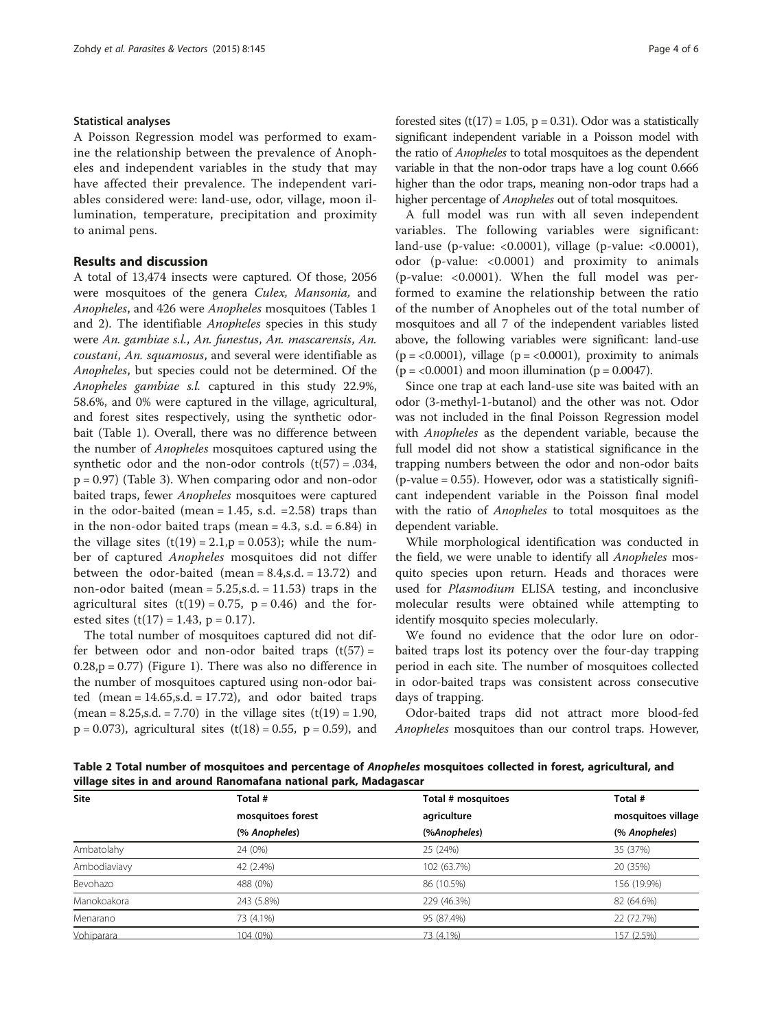### Statistical analyses

A Poisson Regression model was performed to examine the relationship between the prevalence of Anopheles and independent variables in the study that may have affected their prevalence. The independent variables considered were: land-use, odor, village, moon illumination, temperature, precipitation and proximity to animal pens.

## Results and discussion

A total of 13,474 insects were captured. Of those, 2056 were mosquitoes of the genera *Culex, Mansonia,* and *Anopheles*, and 426 were *Anopheles* mosquitoes (Tables 1 and 2). The identifiable *Anopheles* species in this study were *An. gambiae s.l.*, *An. funestus*, *An. mascarensis*, *An. coustani*, *An. squamosus*, and several were identifiable as *Anopheles*, but species could not be determined. Of the *Anopheles gambiae s.l.* captured in this study 22.9%, 58.6%, and 0% were captured in the village, agricultural, and forest sites respectively, using the synthetic odor-bait (Table 1). Overall, there was no difference between the number of *Anopheles* mosquitoes captured using the synthetic odor and the non-odor controls ($t(57) = .034$, $p = 0.97$) (Table 3). When comparing odor and non-odor baited traps, fewer *Anopheles* mosquitoes were captured in the odor-baited (mean = 1.45, s.d. = 2.58) traps than in the non-odor baited traps (mean = 4.3, s.d. = 6.84) in the village sites ($t(19) = 2.1, p = 0.053$); while the number of captured *Anopheles* mosquitoes did not differ between the odor-baited (mean = 8.4, s.d. = 13.72) and non-odor baited (mean = 5.25, s.d. = 11.53) traps in the agricultural sites ($t(19) = 0.75$, $p = 0.46$) and the forested sites ($t(17) = 1.43$, $p = 0.17$).

The total number of mosquitoes captured did not differ between odor and non-odor baited traps ($t(57) = 0.28, p = 0.77$) (Figure 1). There was also no difference in the number of mosquitoes captured using non-odor baited (mean = 14.65, s.d. = 17.72), and odor baited traps (mean = 8.25, s.d. = 7.70) in the village sites ($t(19) = 1.90$, $p = 0.073$), agricultural sites ($t(18) = 0.55$, $p = 0.59$), and forested sites ($t(17) = 1.05$, $p = 0.31$). Odor was a statistically significant independent variable in a Poisson model with the ratio of *Anopheles* to total mosquitoes as the dependent variable in that the non-odor traps have a log count 0.666 higher than the odor traps, meaning non-odor traps had a higher percentage of *Anopheles* out of total mosquitoes.

A full model was run with all seven independent variables. The following variables were significant: land-use (p-value: <0.0001), village (p-value: <0.0001), odor (p-value: <0.0001) and proximity to animals (p-value: <0.0001). When the full model was performed to examine the relationship between the ratio of the number of Anopheles out of the total number of mosquitoes and all 7 of the independent variables listed above, the following variables were significant: land-use ($p = <0.0001$), village ($p = <0.0001$), proximity to animals ($p = <0.0001$) and moon illumination ($p = 0.0047$).

Since one trap at each land-use site was baited with an odor (3-methyl-1-butanol) and the other was not. Odor was not included in the final Poisson Regression model with *Anopheles* as the dependent variable, because the full model did not show a statistical significance in the trapping numbers between the odor and non-odor baits (p-value = 0.55). However, odor was a statistically significant independent variable in the Poisson final model with the ratio of *Anopheles* to total mosquitoes as the dependent variable.

While morphological identification was conducted in the field, we were unable to identify all *Anopheles* mosquito species upon return. Heads and thoraces were used for *Plasmodium* ELISA testing, and inconclusive molecular results were obtained while attempting to identify mosquito species molecularly.

We found no evidence that the odor lure on odor-baited traps lost its potency over the four-day trapping period in each site. The number of mosquitoes collected in odor-baited traps was consistent across consecutive days of trapping.

Odor-baited traps did not attract more blood-fed *Anopheles* mosquitoes than our control traps. However,

**Table 2 Total number of mosquitoes and percentage of *Anopheles* mosquitoes collected in forest, agricultural, and village sites in and around Ranomafana national park, Madagascar**

| Site | Total # mosquitoes forest (% *Anopheles*) | Total # mosquitoes agriculture (%*Anopheles*) | Total # mosquitoes village (% *Anopheles*) |
|---|---|---|---|
| Ambatolahy | 24 (0%) | 25 (24%) | 35 (37%) |
| Ambodiaviavy | 42 (2.4%) | 102 (63.7%) | 20 (35%) |
| Bevohazo | 488 (0%) | 86 (10.5%) | 156 (19.9%) |
| Manokoakora | 243 (5.8%) | 229 (46.3%) | 82 (64.6%) |
| Menarano | 73 (4.1%) | 95 (87.4%) | 22 (72.7%) |
| Vohiparara | 104 (0%) | 73 (4.1%) | 157 (2.5%) |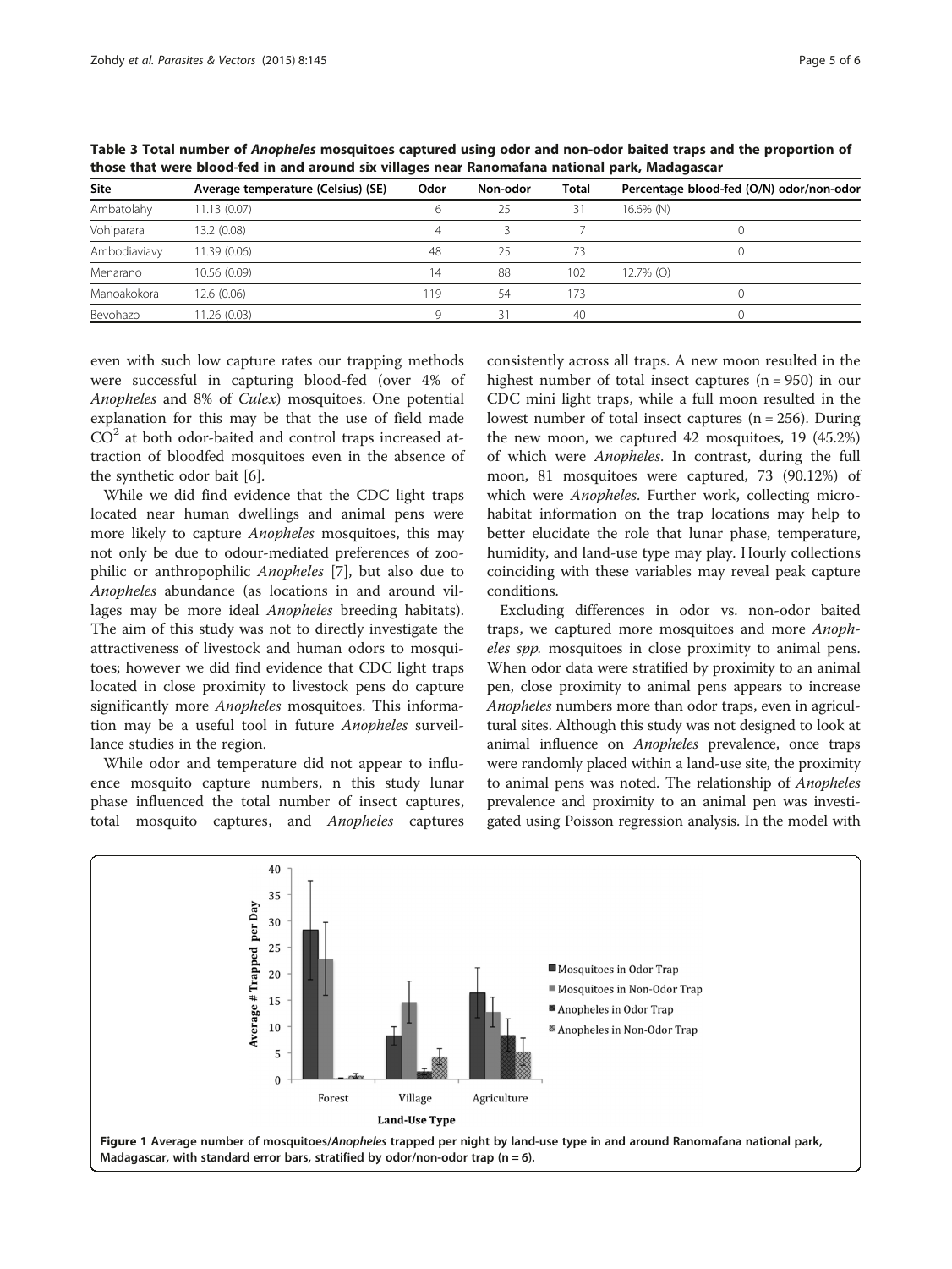**Table 3 Total number of *Anopheles* mosquitoes captured using odor and non-odor baited traps and the proportion of those that were blood-fed in and around six villages near Ranomafana national park, Madagascar**

| Site | Average temperature (Celsius) (SE) | Odor | Non-odor | Total | Percentage blood-fed (O/N) odor/non-odor |
|---|---|---|---|---|---|
| Ambatolahy | 11.13 (0.07) | 6 | 25 | 31 | 16.6% (N) |
| Vohiparara | 13.2 (0.08) | 4 | 3 | 7 | 0 |
| Ambodiaviavy | 11.39 (0.06) | 48 | 25 | 73 | 0 |
| Menarano | 10.56 (0.09) | 14 | 88 | 102 | 12.7% (O) |
| Manoakokora | 12.6 (0.06) | 119 | 54 | 173 | 0 |
| Bevohazo | 11.26 (0.03) | 9 | 31 | 40 | 0 |

even with such low capture rates our trapping methods were successful in capturing blood-fed (over 4% of *Anopheles* and 8% of *Culex*) mosquitoes. One potential explanation for this may be that the use of field made $CO^2$ at both odor-baited and control traps increased attraction of bloodfed mosquitoes even in the absence of the synthetic odor bait [6].

While we did find evidence that the CDC light traps located near human dwellings and animal pens were more likely to capture *Anopheles* mosquitoes, this may not only be due to odour-mediated preferences of zoophilic or anthropophilic *Anopheles* [7], but also due to *Anopheles* abundance (as locations in and around villages may be more ideal *Anopheles* breeding habitats). The aim of this study was not to directly investigate the attractiveness of livestock and human odors to mosquitoes; however we did find evidence that CDC light traps located in close proximity to livestock pens do capture significantly more *Anopheles* mosquitoes. This information may be a useful tool in future *Anopheles* surveillance studies in the region.

While odor and temperature did not appear to influence mosquito capture numbers, n this study lunar phase influenced the total number of insect captures, total mosquito captures, and *Anopheles* captures consistently across all traps. A new moon resulted in the highest number of total insect captures (n = 950) in our CDC mini light traps, while a full moon resulted in the lowest number of total insect captures (n = 256). During the new moon, we captured 42 mosquitoes, 19 (45.2%) of which were *Anopheles*. In contrast, during the full moon, 81 mosquitoes were captured, 73 (90.12%) of which were *Anopheles*. Further work, collecting microhabitat information on the trap locations may help to better elucidate the role that lunar phase, temperature, humidity, and land-use type may play. Hourly collections coinciding with these variables may reveal peak capture conditions.

Excluding differences in odor vs. non-odor baited traps, we captured more mosquitoes and more *Anopheles spp.* mosquitoes in close proximity to animal pens. When odor data were stratified by proximity to an animal pen, close proximity to animal pens appears to increase *Anopheles* numbers more than odor traps, even in agricultural sites. Although this study was not designed to look at animal influence on *Anopheles* prevalence, once traps were randomly placed within a land-use site, the proximity to animal pens was noted. The relationship of *Anopheles* prevalence and proximity to an animal pen was investigated using Poisson regression analysis. In the model with

**Figure 1** Average number of mosquitoes/*Anopheles* trapped per night by land-use type in and around Ranomafana national park, Madagascar, with standard error bars, stratified by odor/non-odor trap (n = 6).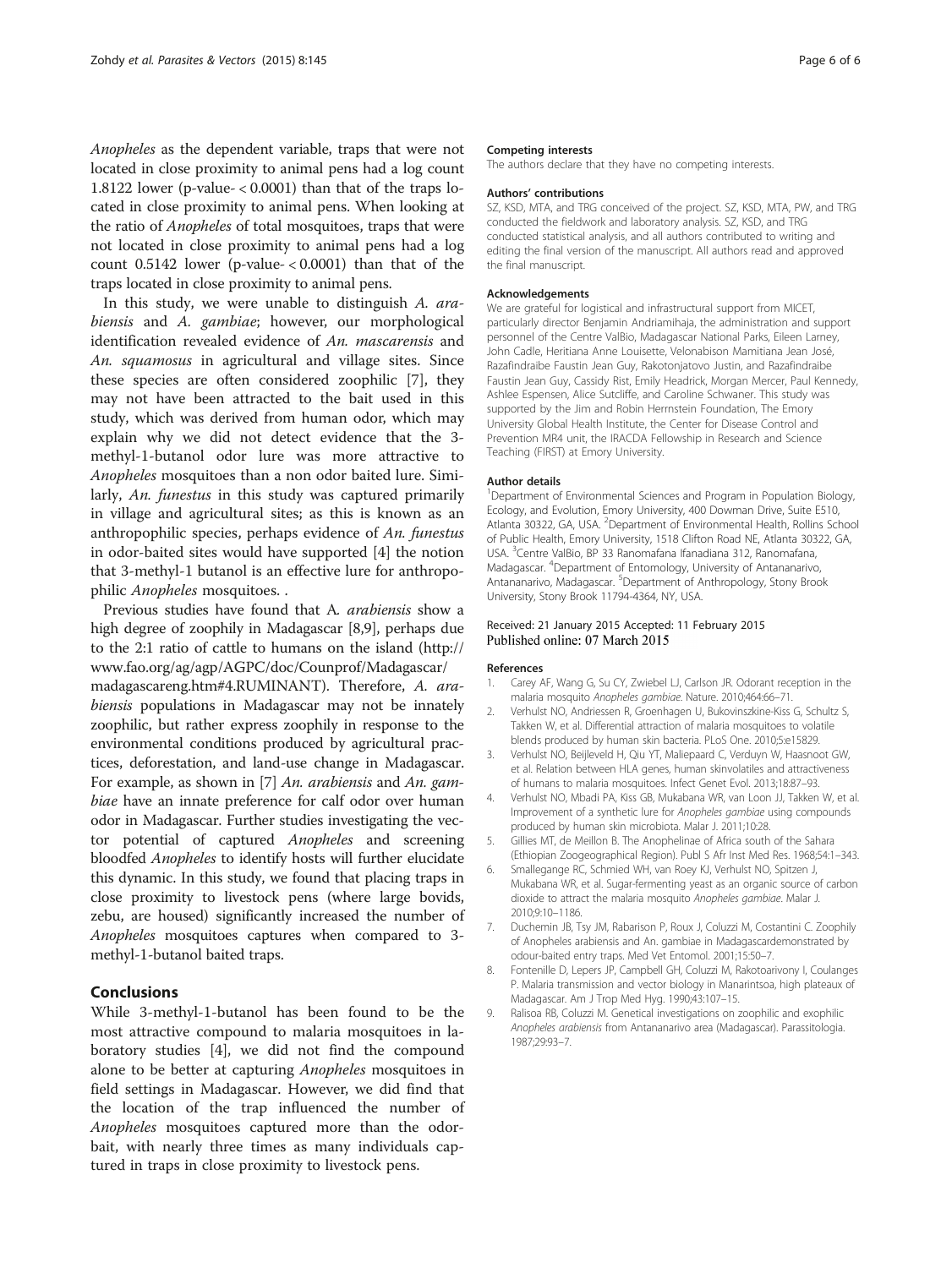*Anopheles* as the dependent variable, traps that were not located in close proximity to animal pens had a log count 1.8122 lower (p-value- < 0.0001) than that of the traps located in close proximity to animal pens. When looking at the ratio of *Anopheles* of total mosquitoes, traps that were not located in close proximity to animal pens had a log count 0.5142 lower (p-value- < 0.0001) than that of the traps located in close proximity to animal pens.

In this study, we were unable to distinguish *A. arabiensis* and *A. gambiae*; however, our morphological identification revealed evidence of *An. mascarensis* and *An. squamosus* in agricultural and village sites. Since these species are often considered zoophilic [7], they may not have been attracted to the bait used in this study, which was derived from human odor, which may explain why we did not detect evidence that the 3-methyl-1-butanol odor lure was more attractive to *Anopheles* mosquitoes than a non odor baited lure. Similarly, *An. funestus* in this study was captured primarily in village and agricultural sites; as this is known as an anthropophilic species, perhaps evidence of *An. funestus* in odor-baited sites would have supported [4] the notion that 3-methyl-1 butanol is an effective lure for anthropophilic *Anopheles* mosquitoes. .

Previous studies have found that A. *arabiensis* show a high degree of zoophily in Madagascar [8,9], perhaps due to the 2:1 ratio of cattle to humans on the island (http://www.fao.org/ag/agp/AGPC/doc/Counprof/Madagascar/madagascareng.htm#4.RUMINANT). Therefore, *A. arabiensis* populations in Madagascar may not be innately zoophilic, but rather express zoophily in response to the environmental conditions produced by agricultural practices, deforestation, and land-use change in Madagascar. For example, as shown in [7] *An. arabiensis* and *An. gambiae* have an innate preference for calf odor over human odor in Madagascar. Further studies investigating the vector potential of captured *Anopheles* and screening bloodfed *Anopheles* to identify hosts will further elucidate this dynamic. In this study, we found that placing traps in close proximity to livestock pens (where large bovids, zebu, are housed) significantly increased the number of *Anopheles* mosquitoes captures when compared to 3-methyl-1-butanol baited traps.

## Conclusions

While 3-methyl-1-butanol has been found to be the most attractive compound to malaria mosquitoes in laboratory studies [4], we did not find the compound alone to be better at capturing *Anopheles* mosquitoes in field settings in Madagascar. However, we did find that the location of the trap influenced the number of *Anopheles* mosquitoes captured more than the odor-bait, with nearly three times as many individuals captured in traps in close proximity to livestock pens.

#### Competing interests

The authors declare that they have no competing interests.

#### Authors' contributions

SZ, KSD, MTA, and TRG conceived of the project. SZ, KSD, MTA, PW, and TRG conducted the fieldwork and laboratory analysis. SZ, KSD, and TRG conducted statistical analysis, and all authors contributed to writing and editing the final version of the manuscript. All authors read and approved the final manuscript.

#### Acknowledgements

We are grateful for logistical and infrastructural support from MICET, particularly director Benjamin Andriamihaja, the administration and support personnel of the Centre ValBio, Madagascar National Parks, Eileen Larney, John Cadle, Heritiana Anne Louisette, Velonabison Mamitiana Jean José, Razafindraibe Faustin Jean Guy, Rakotonjatovo Justin, and Razafindraibe Faustin Jean Guy, Cassidy Rist, Emily Headrick, Morgan Mercer, Paul Kennedy, Ashlee Espensen, Alice Sutcliffe, and Caroline Schwaner. This study was supported by the Jim and Robin Herrnstein Foundation, The Emory University Global Health Institute, the Center for Disease Control and Prevention MR4 unit, the IRACDA Fellowship in Research and Science Teaching (FIRST) at Emory University.

#### Author details

[1]Department of Environmental Sciences and Program in Population Biology, Ecology, and Evolution, Emory University, 400 Dowman Drive, Suite E510, Atlanta 30322, GA, USA. [2]Department of Environmental Health, Rollins School of Public Health, Emory University, 1518 Clifton Road NE, Atlanta 30322, GA, USA. [3]Centre ValBio, BP 33 Ranomafana Ifanadiana 312, Ranomafana, Madagascar. [4]Department of Entomology, University of Antananarivo, Antananarivo, Madagascar. [5]Department of Anthropology, Stony Brook University, Stony Brook 11794-4364, NY, USA.

Received: 21 January 2015 Accepted: 11 February 2015
Published online: 07 March 2015

#### References

1. Carey AF, Wang G, Su CY, Zwiebel LJ, Carlson JR. Odorant reception in the malaria mosquito *Anopheles gambiae*. Nature. 2010;464:66–71.
2. Verhulst NO, Andriessen R, Groenhagen U, Bukovinszkine-Kiss G, Schultz S, Takken W, et al. Differential attraction of malaria mosquitoes to volatile blends produced by human skin bacteria. PLoS One. 2010;5:e15829.
3. Verhulst NO, Beijleveld H, Qiu YT, Maliepaard C, Verduyn W, Haasnoot GW, et al. Relation between HLA genes, human skinvolatiles and attractiveness of humans to malaria mosquitoes. Infect Genet Evol. 2013;18:87–93.
4. Verhulst NO, Mbadi PA, Kiss GB, Mukabana WR, van Loon JJ, Takken W, et al. Improvement of a synthetic lure for *Anopheles gambiae* using compounds produced by human skin microbiota. Malar J. 2011;10:28.
5. Gillies MT, de Meillon B. The Anophelinae of Africa south of the Sahara (Ethiopian Zoogeographical Region). Publ S Afr Inst Med Res. 1968;54:1–343.
6. Smallegange RC, Schmied WH, van Roey KJ, Verhulst NO, Spitzen J, Mukabana WR, et al. Sugar-fermenting yeast as an organic source of carbon dioxide to attract the malaria mosquito *Anopheles gambiae*. Malar J. 2010;9:10–1186.
7. Duchemin JB, Tsy JM, Rabarison P, Roux J, Coluzzi M, Costantini C. Zoophily of Anopheles arabiensis and An. gambiae in Madagascardemonstrated by odour-baited entry traps. Med Vet Entomol. 2001;15:50–7.
8. Fontenille D, Lepers JP, Campbell GH, Coluzzi M, Rakotoarivony I, Coulanges P. Malaria transmission and vector biology in Manarintsoa, high plateaux of Madagascar. Am J Trop Med Hyg. 1990;43:107–15.
9. Ralisoa RB, Coluzzi M. Genetical investigations on zoophilic and exophilic *Anopheles arabiensis* from Antananarivo area (Madagascar). Parassitologia. 1987;29:93–7.